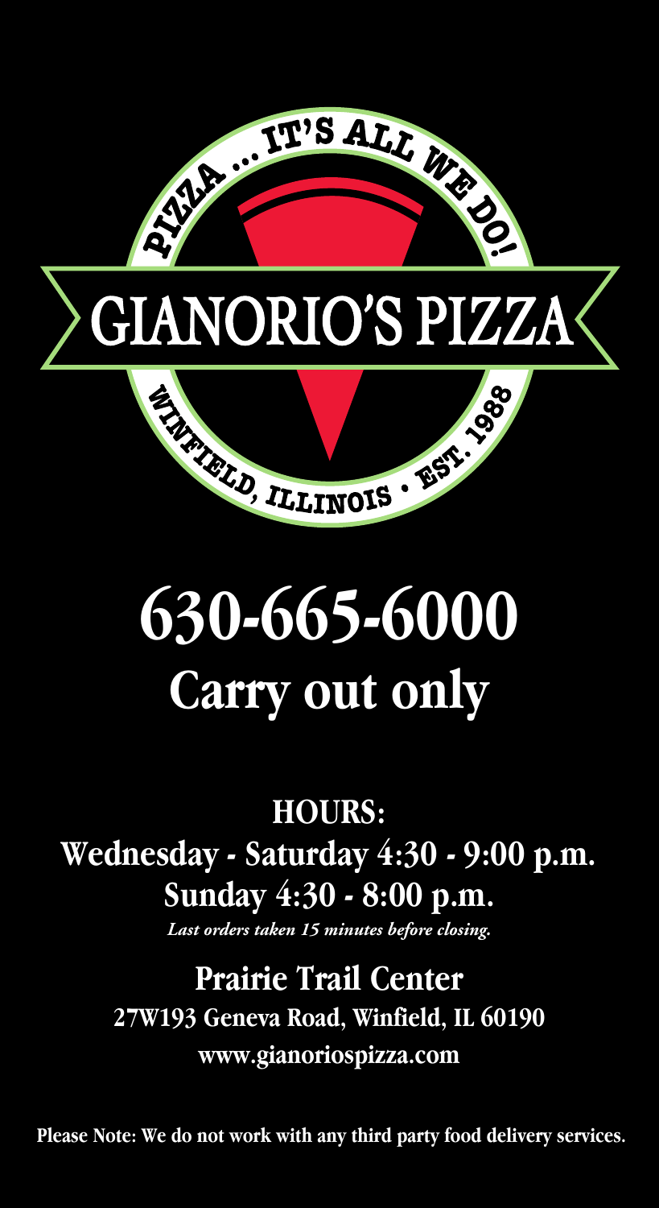PIZZA ... IT'S ALL WE DO!

# GIANORIO'S PIZZA

WINFIELD, ILLINOIS • EST. 1988

# 630-665-6000

## Carry out only

### HOURS:

**Wednesday - Saturday 4:30 - 9:00 p.m.**

**Sunday 4:30 - 8:00 p.m.**

***Last orders taken 15 minutes before closing.***

### Prairie Trail Center

**27W193 Geneva Road, Winfield, IL 60190**

**www.gianoriospizza.com**

**Please Note: We do not work with any third party food delivery services.**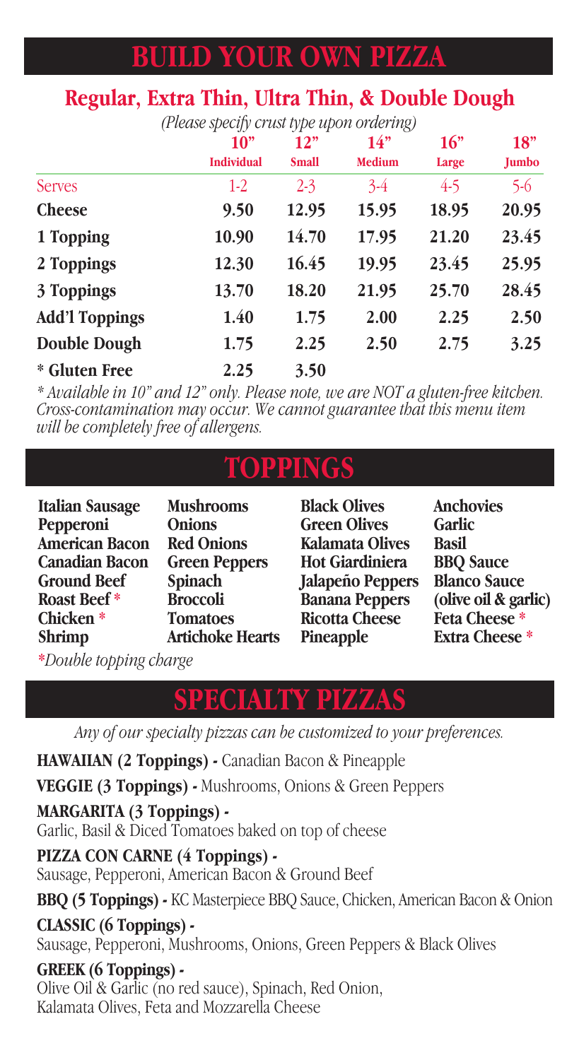# BUILD YOUR OWN PIZZA

## Regular, Extra Thin, Ultra Thin, & Double Dough

*(Please specify crust type upon ordering)*

| | 10" Individual | 12" Small | 14" Medium | 16" Large | 18" Jumbo |
|---|---|---|---|---|---|
| Serves | 1-2 | 2-3 | 3-4 | 4-5 | 5-6 |
| **Cheese** | **9.50** | **12.95** | **15.95** | **18.95** | **20.95** |
| **1 Topping** | **10.90** | **14.70** | **17.95** | **21.20** | **23.45** |
| **2 Toppings** | **12.30** | **16.45** | **19.95** | **23.45** | **25.95** |
| **3 Toppings** | **13.70** | **18.20** | **21.95** | **25.70** | **28.45** |
| **Add'l Toppings** | **1.40** | **1.75** | **2.00** | **2.25** | **2.50** |
| **Double Dough** | **1.75** | **2.25** | **2.50** | **2.75** | **3.25** |
| **\* Gluten Free** | **2.25** | **3.50** | | | |

*\* Available in 10" and 12" only. Please note, we are NOT a gluten-free kitchen. Cross-contamination may occur. We cannot guarantee that this menu item will be completely free of allergens.*

# TOPPINGS

**Italian Sausage**
**Pepperoni**
**American Bacon**
**Canadian Bacon**
**Ground Beef**
**Roast Beef \***
**Chicken \***
**Shrimp**

**Mushrooms**
**Onions**
**Red Onions**
**Green Peppers**
**Spinach**
**Broccoli**
**Tomatoes**
**Artichoke Hearts**

**Black Olives**
**Green Olives**
**Kalamata Olives**
**Hot Giardiniera**
**Jalapeño Peppers**
**Banana Peppers**
**Ricotta Cheese**
**Pineapple**

**Anchovies**
**Garlic**
**Basil**
**BBQ Sauce**
**Blanco Sauce (olive oil & garlic)**
**Feta Cheese \***
**Extra Cheese \***

*\*Double topping charge*

# SPECIALTY PIZZAS

*Any of our specialty pizzas can be customized to your preferences.*

**HAWAIIAN (2 Toppings) -** Canadian Bacon & Pineapple

**VEGGIE (3 Toppings) -** Mushrooms, Onions & Green Peppers

**MARGARITA (3 Toppings) -**
Garlic, Basil & Diced Tomatoes baked on top of cheese

**PIZZA CON CARNE (4 Toppings) -**
Sausage, Pepperoni, American Bacon & Ground Beef

**BBQ (5 Toppings) -** KC Masterpiece BBQ Sauce, Chicken, American Bacon & Onion

**CLASSIC (6 Toppings) -**
Sausage, Pepperoni, Mushrooms, Onions, Green Peppers & Black Olives

**GREEK (6 Toppings) -**
Olive Oil & Garlic (no red sauce), Spinach, Red Onion, Kalamata Olives, Feta and Mozzarella Cheese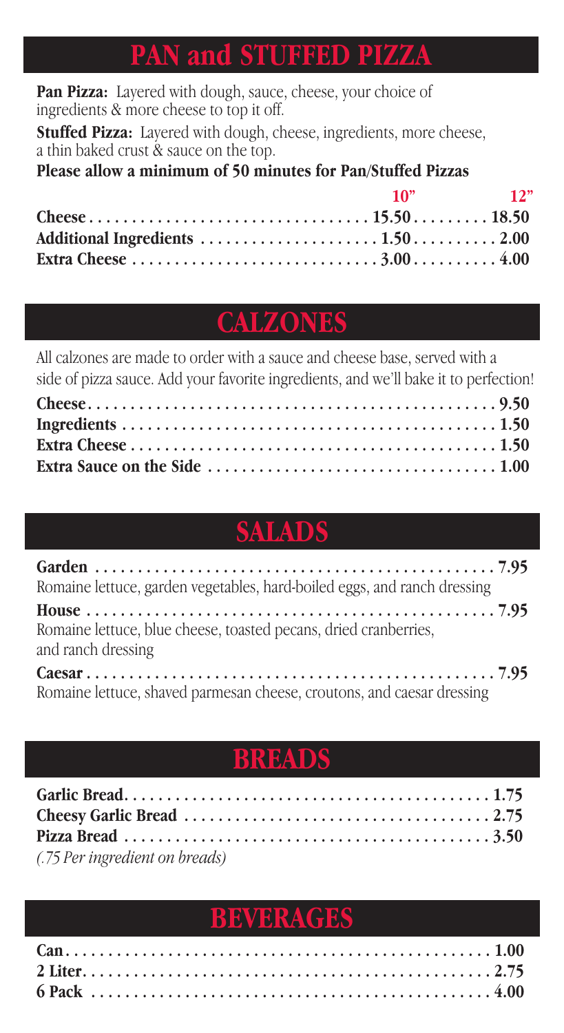## PAN and STUFFED PIZZA

**Pan Pizza:** Layered with dough, sauce, cheese, your choice of ingredients & more cheese to top it off.

**Stuffed Pizza:** Layered with dough, cheese, ingredients, more cheese, a thin baked crust & sauce on the top.

**Please allow a minimum of 50 minutes for Pan/Stuffed Pizzas**

| | 10" | 12" |
|---|---|---|
| **Cheese** | **15.50** | **18.50** |
| **Additional Ingredients** | **1.50** | **2.00** |
| **Extra Cheese** | **3.00** | **4.00** |

## CALZONES

All calzones are made to order with a sauce and cheese base, served with a side of pizza sauce. Add your favorite ingredients, and we'll bake it to perfection!

| | |
|---|---|
| **Cheese** | **9.50** |
| **Ingredients** | **1.50** |
| **Extra Cheese** | **1.50** |
| **Extra Sauce on the Side** | **1.00** |

## SALADS

**Garden** . . . . . . . . . . **7.95**
Romaine lettuce, garden vegetables, hard-boiled eggs, and ranch dressing

**House** . . . . . . . . . . **7.95**
Romaine lettuce, blue cheese, toasted pecans, dried cranberries, and ranch dressing

**Caesar** . . . . . . . . . . **7.95**
Romaine lettuce, shaved parmesan cheese, croutons, and caesar dressing

## BREADS

| | |
|---|---|
| **Garlic Bread** | **1.75** |
| **Cheesy Garlic Bread** | **2.75** |
| **Pizza Bread** | **3.50** |

*(.75 Per ingredient on breads)*

## BEVERAGES

| | |
|---|---|
| **Can** | **1.00** |
| **2 Liter** | **2.75** |
| **6 Pack** | **4.00** |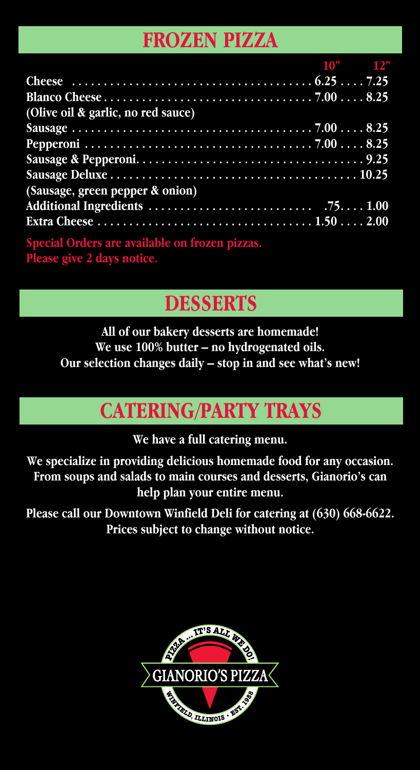# FROZEN PIZZA

| | 10" | 12" |
|---|---|---|
| **Cheese** | 6.25 | 7.25 |
| **Blanco Cheese** (Olive oil & garlic, no red sauce) | 7.00 | 8.25 |
| **Sausage** | 7.00 | 8.25 |
| **Pepperoni** | 7.00 | 8.25 |
| **Sausage & Pepperoni** | | 9.25 |
| **Sausage Deluxe** (Sausage, green pepper & onion) | | 10.25 |
| **Additional Ingredients** | .75 | 1.00 |
| **Extra Cheese** | 1.50 | 2.00 |

**Special Orders are available on frozen pizzas.**
**Please give 2 days notice.**

# DESSERTS

**All of our bakery desserts are homemade!**
**We use 100% butter – no hydrogenated oils.**
**Our selection changes daily – stop in and see what's new!**

# CATERING/PARTY TRAYS

**We have a full catering menu.**

**We specialize in providing delicious homemade food for any occasion. From soups and salads to main courses and desserts, Gianorio's can help plan your entire menu.**

**Please call our Downtown Winfield Deli for catering at (630) 668-6622.**
**Prices subject to change without notice.**

PIZZA ... IT'S ALL WE DO!
GIANORIO'S PIZZA
WINFIELD, ILLINOIS • EST. 1988